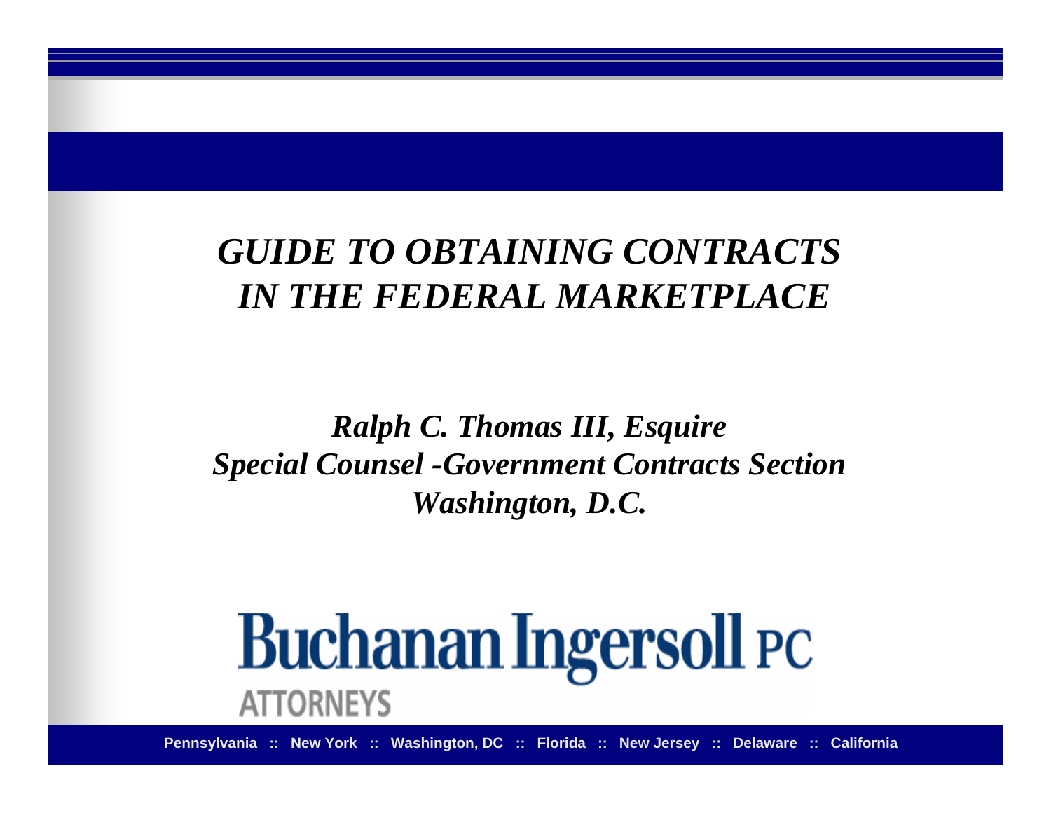# *GUIDE TO OBTAINING CONTRACTS IN THE FEDERAL MARKETPLACE*

***Ralph C. Thomas III, Esquire***
***Special Counsel -Government Contracts Section***
***Washington, D.C.***

**Buchanan Ingersoll PC**
**ATTORNEYS**

**Pennsylvania :: New York :: Washington, DC :: Florida :: New Jersey :: Delaware :: California**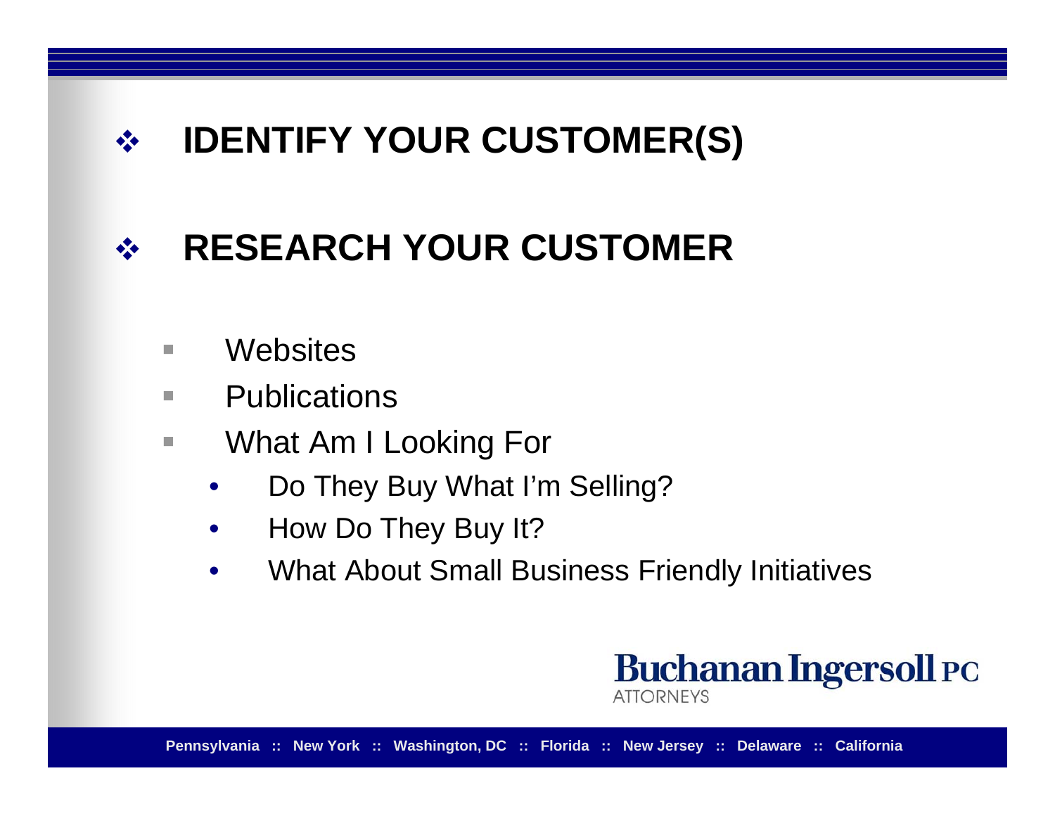## IDENTIFY YOUR CUSTOMER(S)

## RESEARCH YOUR CUSTOMER

- Websites
- Publications
- What Am I Looking For
  - Do They Buy What I'm Selling?
  - How Do They Buy It?
  - What About Small Business Friendly Initiatives

Buchanan Ingersoll PC
ATTORNEYS

Pennsylvania :: New York :: Washington, DC :: Florida :: New Jersey :: Delaware :: California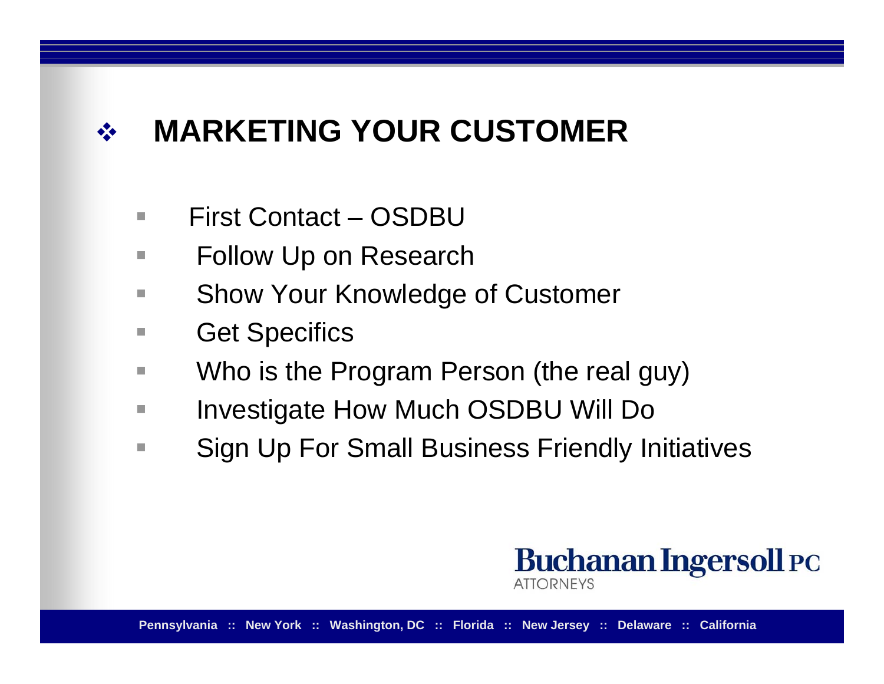# MARKETING YOUR CUSTOMER

- First Contact – OSDBU
- Follow Up on Research
- Show Your Knowledge of Customer
- Get Specifics
- Who is the Program Person (the real guy)
- Investigate How Much OSDBU Will Do
- Sign Up For Small Business Friendly Initiatives

**Buchanan Ingersoll PC**
ATTORNEYS

**Pennsylvania :: New York :: Washington, DC :: Florida :: New Jersey :: Delaware :: California**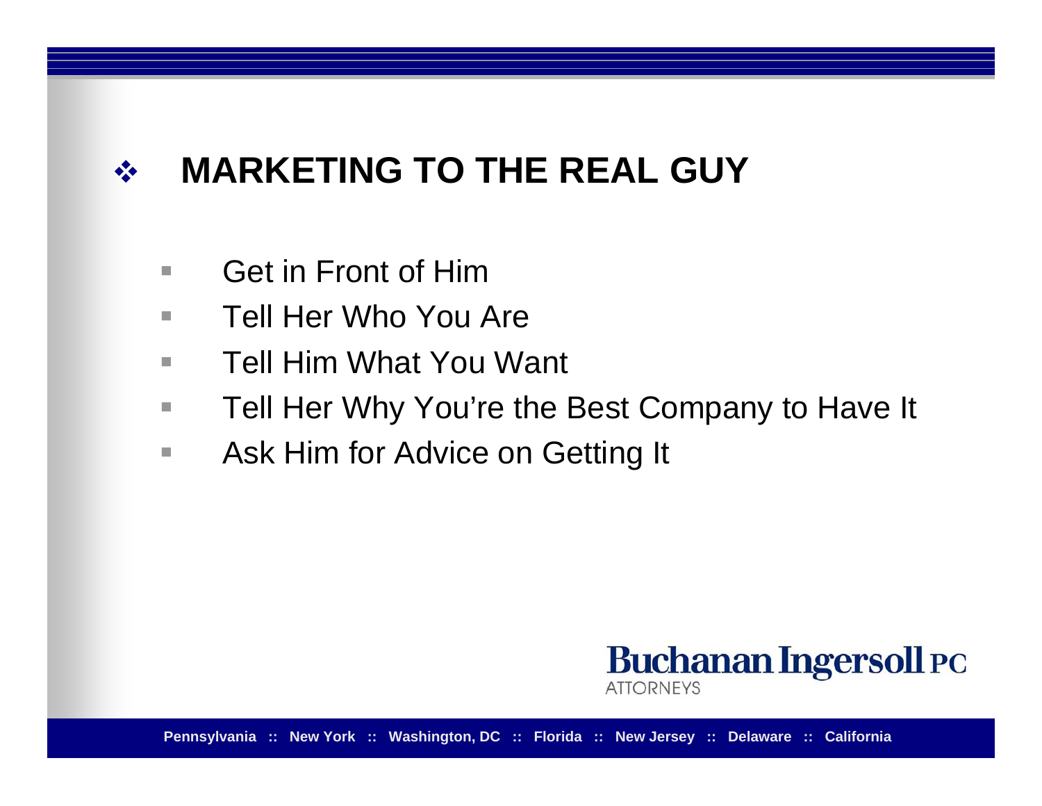## MARKETING TO THE REAL GUY

- Get in Front of Him
- Tell Her Who You Are
- Tell Him What You Want
- Tell Her Why You're the Best Company to Have It
- Ask Him for Advice on Getting It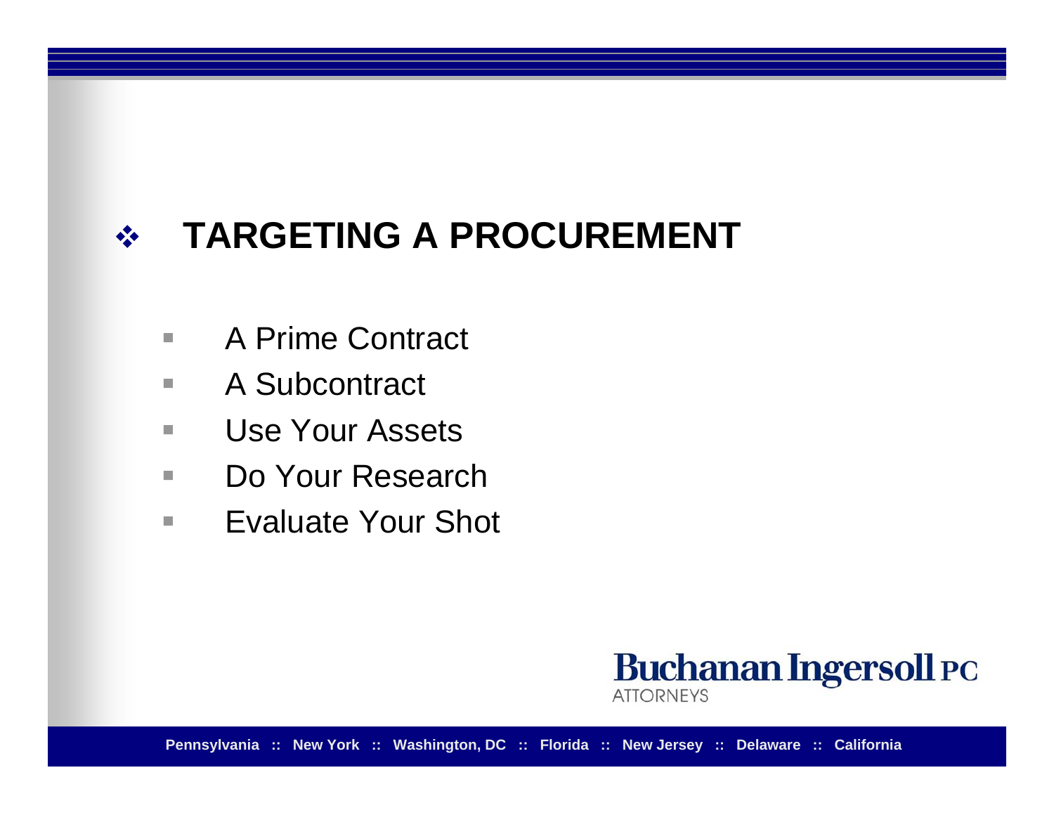# TARGETING A PROCUREMENT

- A Prime Contract
- A Subcontract
- Use Your Assets
- Do Your Research
- Evaluate Your Shot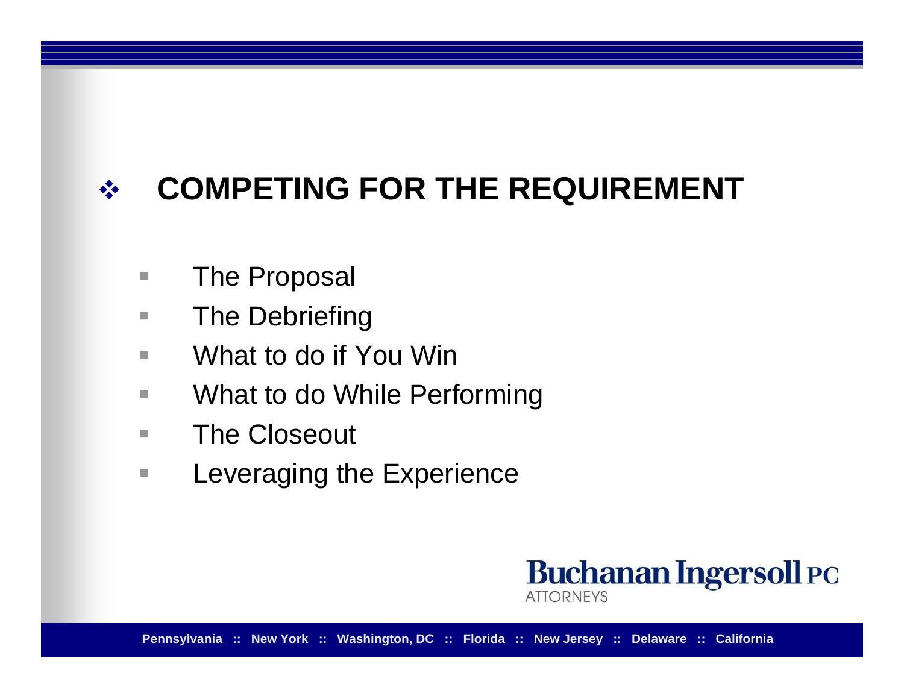# COMPETING FOR THE REQUIREMENT

- The Proposal
- The Debriefing
- What to do if You Win
- What to do While Performing
- The Closeout
- Leveraging the Experience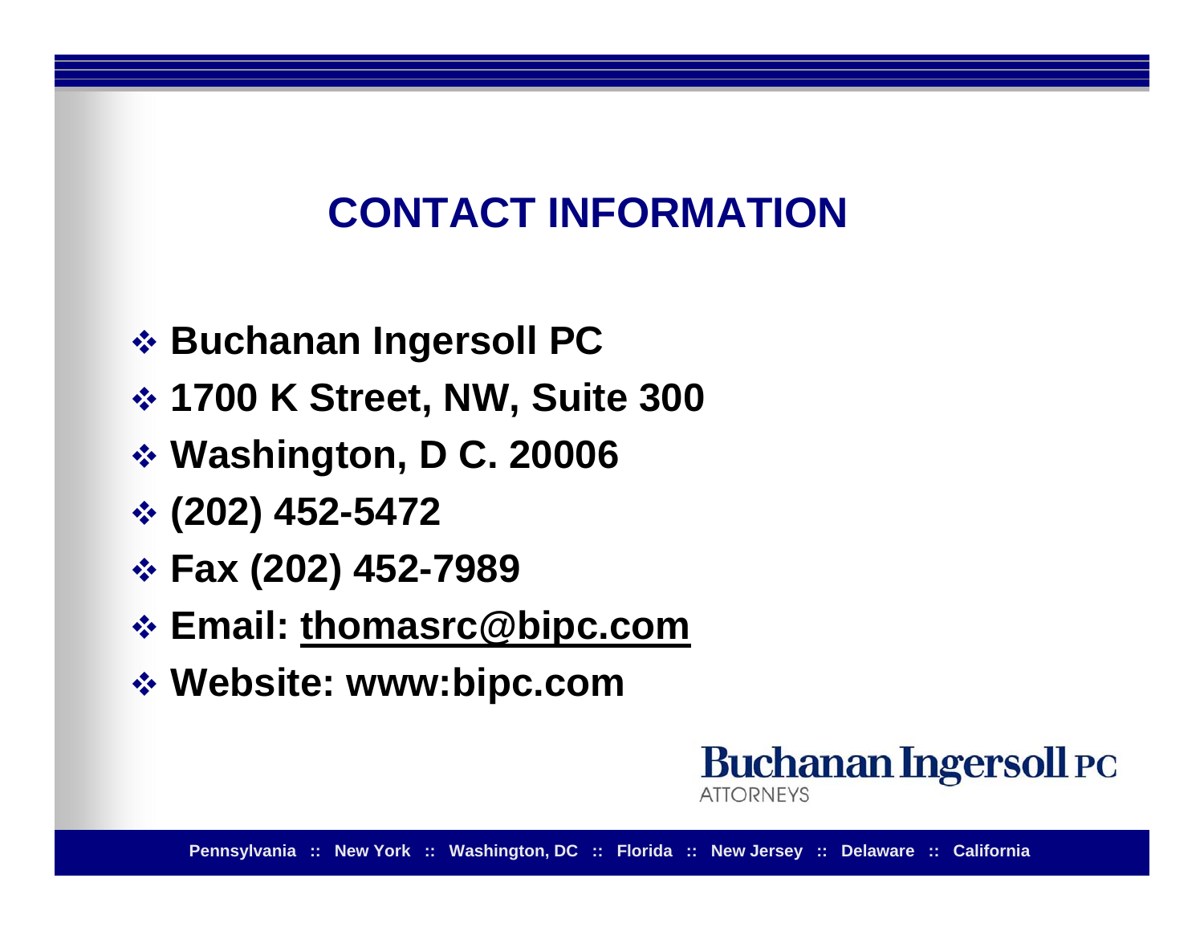# CONTACT INFORMATION

- **Buchanan Ingersoll PC**
- **1700 K Street, NW, Suite 300**
- **Washington, D C. 20006**
- **(202) 452-5472**
- **Fax (202) 452-7989**
- **Email: thomasrc@bipc.com**
- **Website: www:bipc.com**

Buchanan Ingersoll PC
ATTORNEYS

Pennsylvania :: New York :: Washington, DC :: Florida :: New Jersey :: Delaware :: California